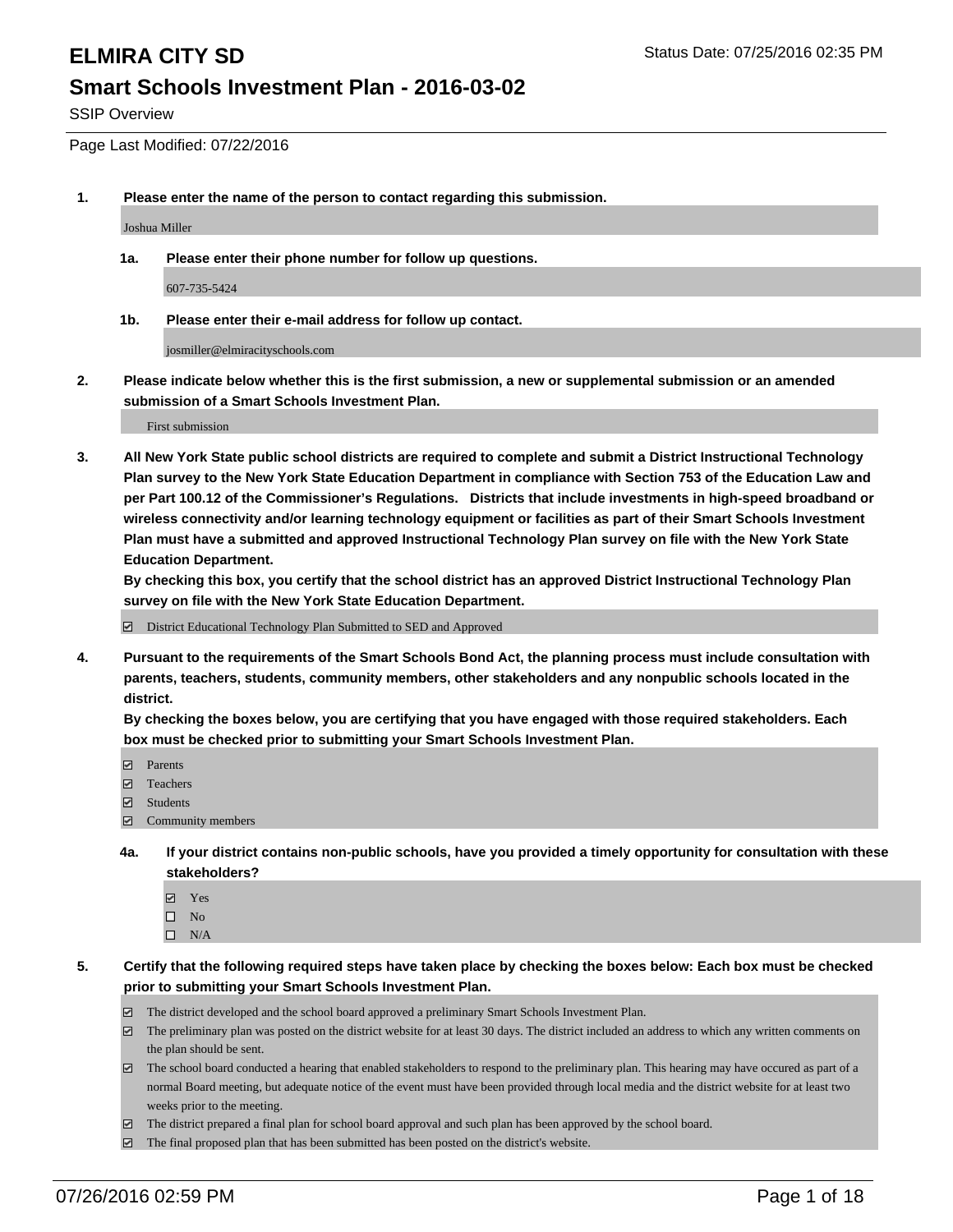# ELMIRA CITY SD

Status Date: 07/25/2016 02:35 PM

## Smart Schools Investment Plan - 2016-03-02

SSIP Overview

Page Last Modified: 07/22/2016

1. **Please enter the name of the person to contact regarding this submission.**

   Joshua Miller

   1a. **Please enter their phone number for follow up questions.**

   607-735-5424

   1b. **Please enter their e-mail address for follow up contact.**

   josmiller@elmiracityschools.com

2. **Please indicate below whether this is the first submission, a new or supplemental submission or an amended submission of a Smart Schools Investment Plan.**

   First submission

3. **All New York State public school districts are required to complete and submit a District Instructional Technology Plan survey to the New York State Education Department in compliance with Section 753 of the Education Law and per Part 100.12 of the Commissioner's Regulations. Districts that include investments in high-speed broadband or wireless connectivity and/or learning technology equipment or facilities as part of their Smart Schools Investment Plan must have a submitted and approved Instructional Technology Plan survey on file with the New York State Education Department.**
   **By checking this box, you certify that the school district has an approved District Instructional Technology Plan survey on file with the New York State Education Department.**

   ☑ District Educational Technology Plan Submitted to SED and Approved

4. **Pursuant to the requirements of the Smart Schools Bond Act, the planning process must include consultation with parents, teachers, students, community members, other stakeholders and any nonpublic schools located in the district.**
   **By checking the boxes below, you are certifying that you have engaged with those required stakeholders. Each box must be checked prior to submitting your Smart Schools Investment Plan.**

   ☑ Parents
   ☑ Teachers
   ☑ Students
   ☑ Community members

   4a. **If your district contains non-public schools, have you provided a timely opportunity for consultation with these stakeholders?**

   ☑ Yes
   ☐ No
   ☐ N/A

5. **Certify that the following required steps have taken place by checking the boxes below: Each box must be checked prior to submitting your Smart Schools Investment Plan.**

   ☑ The district developed and the school board approved a preliminary Smart Schools Investment Plan.
   ☑ The preliminary plan was posted on the district website for at least 30 days. The district included an address to which any written comments on the plan should be sent.
   ☑ The school board conducted a hearing that enabled stakeholders to respond to the preliminary plan. This hearing may have occured as part of a normal Board meeting, but adequate notice of the event must have been provided through local media and the district website for at least two weeks prior to the meeting.
   ☑ The district prepared a final plan for school board approval and such plan has been approved by the school board.
   ☑ The final proposed plan that has been submitted has been posted on the district's website.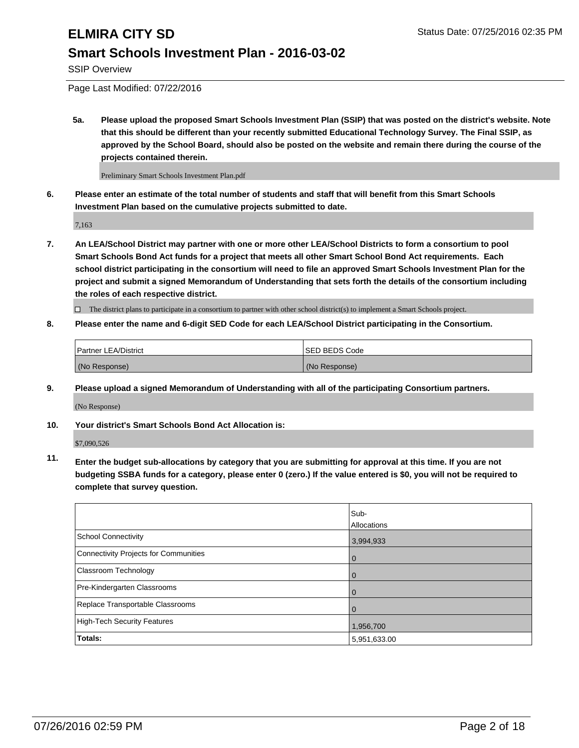# ELMIRA CITY SD

## Smart Schools Investment Plan - 2016-03-02

SSIP Overview

Page Last Modified: 07/22/2016

**5a. Please upload the proposed Smart Schools Investment Plan (SSIP) that was posted on the district's website. Note that this should be different than your recently submitted Educational Technology Survey. The Final SSIP, as approved by the School Board, should also be posted on the website and remain there during the course of the projects contained therein.**

Preliminary Smart Schools Investment Plan.pdf

**6. Please enter an estimate of the total number of students and staff that will benefit from this Smart Schools Investment Plan based on the cumulative projects submitted to date.**

7,163

**7. An LEA/School District may partner with one or more other LEA/School Districts to form a consortium to pool Smart Schools Bond Act funds for a project that meets all other Smart School Bond Act requirements. Each school district participating in the consortium will need to file an approved Smart Schools Investment Plan for the project and submit a signed Memorandum of Understanding that sets forth the details of the consortium including the roles of each respective district.**

☐ The district plans to participate in a consortium to partner with other school district(s) to implement a Smart Schools project.

**8. Please enter the name and 6-digit SED Code for each LEA/School District participating in the Consortium.**

| Partner LEA/District | SED BEDS Code |
|---|---|
| (No Response) | (No Response) |

**9. Please upload a signed Memorandum of Understanding with all of the participating Consortium partners.**

(No Response)

**10. Your district's Smart Schools Bond Act Allocation is:**

$7,090,526

**11. Enter the budget sub-allocations by category that you are submitting for approval at this time. If you are not budgeting SSBA funds for a category, please enter 0 (zero.) If the value entered is $0, you will not be required to complete that survey question.**

| | Sub-Allocations |
|---|---|
| School Connectivity | 3,994,933 |
| Connectivity Projects for Communities | 0 |
| Classroom Technology | 0 |
| Pre-Kindergarten Classrooms | 0 |
| Replace Transportable Classrooms | 0 |
| High-Tech Security Features | 1,956,700 |
| **Totals:** | 5,951,633.00 |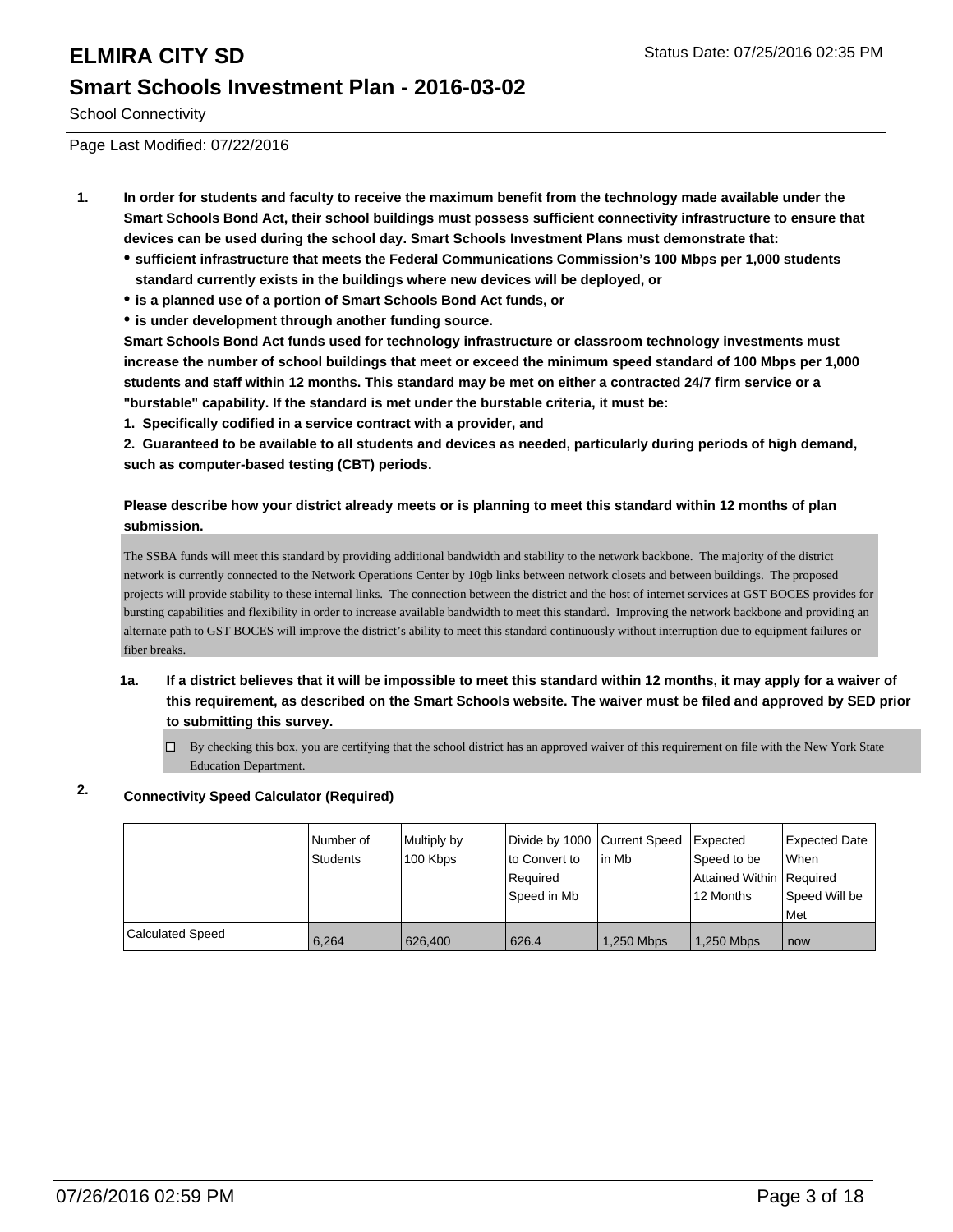# ELMIRA CITY SD

Status Date: 07/25/2016 02:35 PM

## Smart Schools Investment Plan - 2016-03-02

School Connectivity

Page Last Modified: 07/22/2016

1. **In order for students and faculty to receive the maximum benefit from the technology made available under the Smart Schools Bond Act, their school buildings must possess sufficient connectivity infrastructure to ensure that devices can be used during the school day. Smart Schools Investment Plans must demonstrate that:**
   - **sufficient infrastructure that meets the Federal Communications Commission's 100 Mbps per 1,000 students standard currently exists in the buildings where new devices will be deployed, or**
   - **is a planned use of a portion of Smart Schools Bond Act funds, or**
   - **is under development through another funding source.**

   **Smart Schools Bond Act funds used for technology infrastructure or classroom technology investments must increase the number of school buildings that meet or exceed the minimum speed standard of 100 Mbps per 1,000 students and staff within 12 months. This standard may be met on either a contracted 24/7 firm service or a "burstable" capability. If the standard is met under the burstable criteria, it must be:**

   **1. Specifically codified in a service contract with a provider, and**

   **2. Guaranteed to be available to all students and devices as needed, particularly during periods of high demand, such as computer-based testing (CBT) periods.**

   **Please describe how your district already meets or is planning to meet this standard within 12 months of plan submission.**

   The SSBA funds will meet this standard by providing additional bandwidth and stability to the network backbone. The majority of the district network is currently connected to the Network Operations Center by 10gb links between network closets and between buildings. The proposed projects will provide stability to these internal links. The connection between the district and the host of internet services at GST BOCES provides for bursting capabilities and flexibility in order to increase available bandwidth to meet this standard. Improving the network backbone and providing an alternate path to GST BOCES will improve the district's ability to meet this standard continuously without interruption due to equipment failures or fiber breaks.

   1a. **If a district believes that it will be impossible to meet this standard within 12 months, it may apply for a waiver of this requirement, as described on the Smart Schools website. The waiver must be filed and approved by SED prior to submitting this survey.**

   ☐ By checking this box, you are certifying that the school district has an approved waiver of this requirement on file with the New York State Education Department.

2. **Connectivity Speed Calculator (Required)**

| | Number of Students | Multiply by 100 Kbps | Divide by 1000 to Convert to Required Speed in Mb | Current Speed in Mb | Expected Speed to be Attained Within 12 Months | Expected Date When Required Speed Will be Met |
|---|---|---|---|---|---|---|
| Calculated Speed | 6,264 | 626,400 | 626.4 | 1,250 Mbps | 1,250 Mbps | now |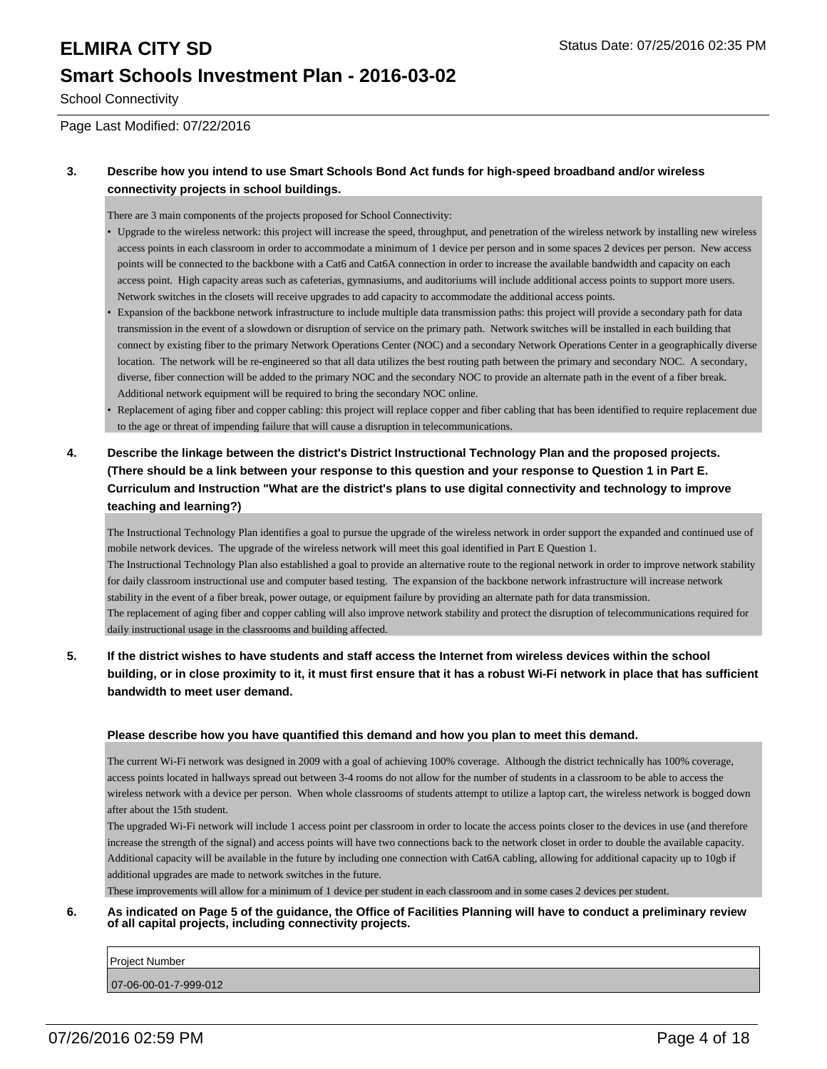# ELMIRA CITY SD

Status Date: 07/25/2016 02:35 PM

## Smart Schools Investment Plan - 2016-03-02

School Connectivity

Page Last Modified: 07/22/2016

**3. Describe how you intend to use Smart Schools Bond Act funds for high-speed broadband and/or wireless connectivity projects in school buildings.**

There are 3 main components of the projects proposed for School Connectivity:

- Upgrade to the wireless network: this project will increase the speed, throughput, and penetration of the wireless network by installing new wireless access points in each classroom in order to accommodate a minimum of 1 device per person and in some spaces 2 devices per person. New access points will be connected to the backbone with a Cat6 and Cat6A connection in order to increase the available bandwidth and capacity on each access point. High capacity areas such as cafeterias, gymnasiums, and auditoriums will include additional access points to support more users. Network switches in the closets will receive upgrades to add capacity to accommodate the additional access points.
- Expansion of the backbone network infrastructure to include multiple data transmission paths: this project will provide a secondary path for data transmission in the event of a slowdown or disruption of service on the primary path. Network switches will be installed in each building that connect by existing fiber to the primary Network Operations Center (NOC) and a secondary Network Operations Center in a geographically diverse location. The network will be re-engineered so that all data utilizes the best routing path between the primary and secondary NOC. A secondary, diverse, fiber connection will be added to the primary NOC and the secondary NOC to provide an alternate path in the event of a fiber break. Additional network equipment will be required to bring the secondary NOC online.
- Replacement of aging fiber and copper cabling: this project will replace copper and fiber cabling that has been identified to require replacement due to the age or threat of impending failure that will cause a disruption in telecommunications.

**4. Describe the linkage between the district's District Instructional Technology Plan and the proposed projects. (There should be a link between your response to this question and your response to Question 1 in Part E. Curriculum and Instruction "What are the district's plans to use digital connectivity and technology to improve teaching and learning?)**

The Instructional Technology Plan identifies a goal to pursue the upgrade of the wireless network in order support the expanded and continued use of mobile network devices. The upgrade of the wireless network will meet this goal identified in Part E Question 1.
The Instructional Technology Plan also established a goal to provide an alternative route to the regional network in order to improve network stability for daily classroom instructional use and computer based testing. The expansion of the backbone network infrastructure will increase network stability in the event of a fiber break, power outage, or equipment failure by providing an alternate path for data transmission.
The replacement of aging fiber and copper cabling will also improve network stability and protect the disruption of telecommunications required for daily instructional usage in the classrooms and building affected.

**5. If the district wishes to have students and staff access the Internet from wireless devices within the school building, or in close proximity to it, it must first ensure that it has a robust Wi-Fi network in place that has sufficient bandwidth to meet user demand.**

**Please describe how you have quantified this demand and how you plan to meet this demand.**

The current Wi-Fi network was designed in 2009 with a goal of achieving 100% coverage. Although the district technically has 100% coverage, access points located in hallways spread out between 3-4 rooms do not allow for the number of students in a classroom to be able to access the wireless network with a device per person. When whole classrooms of students attempt to utilize a laptop cart, the wireless network is bogged down after about the 15th student.
The upgraded Wi-Fi network will include 1 access point per classroom in order to locate the access points closer to the devices in use (and therefore increase the strength of the signal) and access points will have two connections back to the network closet in order to double the available capacity. Additional capacity will be available in the future by including one connection with Cat6A cabling, allowing for additional capacity up to 10gb if additional upgrades are made to network switches in the future.
These improvements will allow for a minimum of 1 device per student in each classroom and in some cases 2 devices per student.

**6. As indicated on Page 5 of the guidance, the Office of Facilities Planning will have to conduct a preliminary review of all capital projects, including connectivity projects.**

| Project Number |
|---|
| 07-06-00-01-7-999-012 |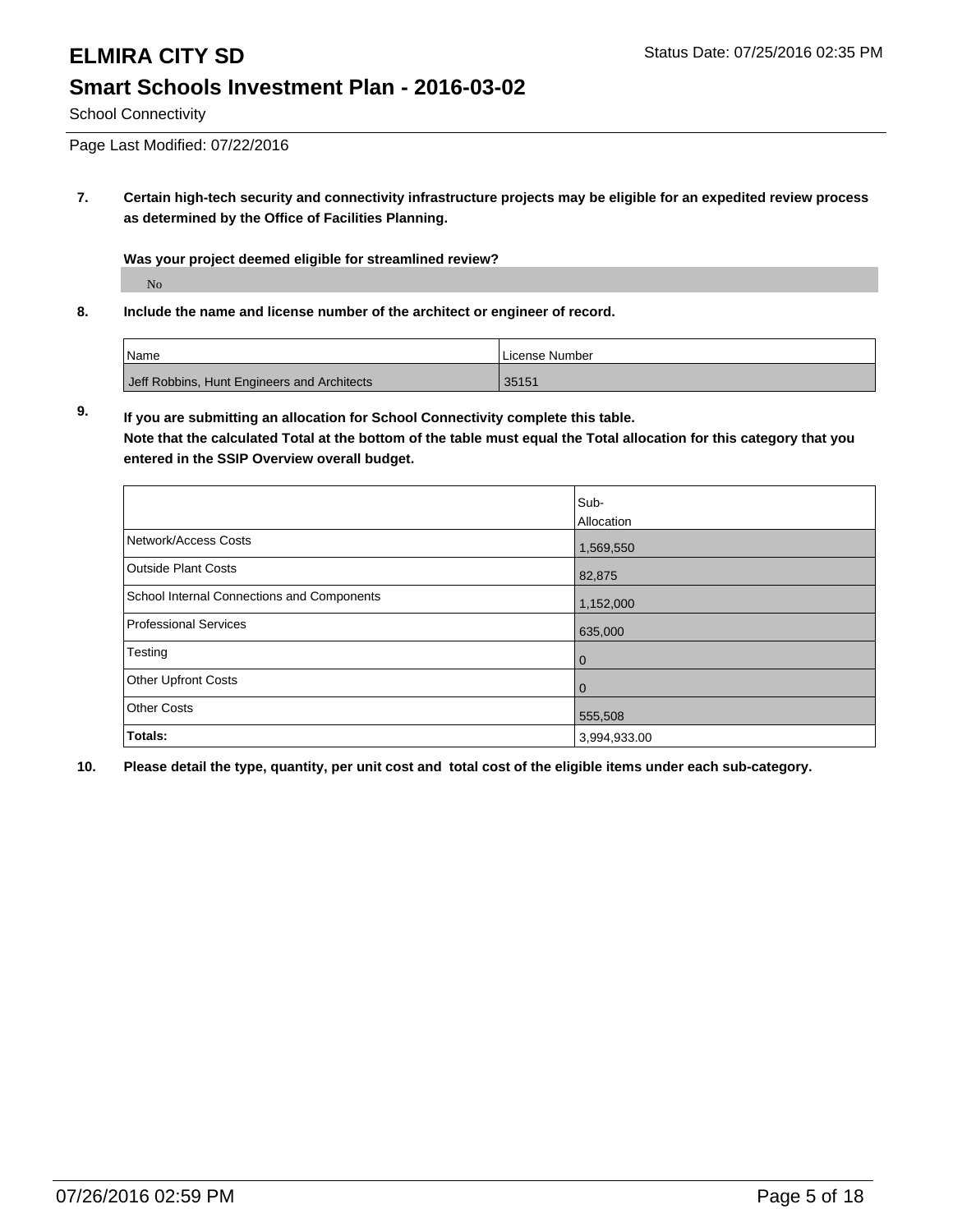# ELMIRA CITY SD

Status Date: 07/25/2016 02:35 PM

## Smart Schools Investment Plan - 2016-03-02

School Connectivity

Page Last Modified: 07/22/2016

**7. Certain high-tech security and connectivity infrastructure projects may be eligible for an expedited review process as determined by the Office of Facilities Planning.**

**Was your project deemed eligible for streamlined review?**

No

**8. Include the name and license number of the architect or engineer of record.**

| Name | License Number |
|---|---|
| Jeff Robbins, Hunt Engineers and Architects | 35151 |

**9. If you are submitting an allocation for School Connectivity complete this table. Note that the calculated Total at the bottom of the table must equal the Total allocation for this category that you entered in the SSIP Overview overall budget.**

| | Sub-Allocation |
|---|---|
| Network/Access Costs | 1,569,550 |
| Outside Plant Costs | 82,875 |
| School Internal Connections and Components | 1,152,000 |
| Professional Services | 635,000 |
| Testing | 0 |
| Other Upfront Costs | 0 |
| Other Costs | 555,508 |
| **Totals:** | 3,994,933.00 |

**10. Please detail the type, quantity, per unit cost and total cost of the eligible items under each sub-category.**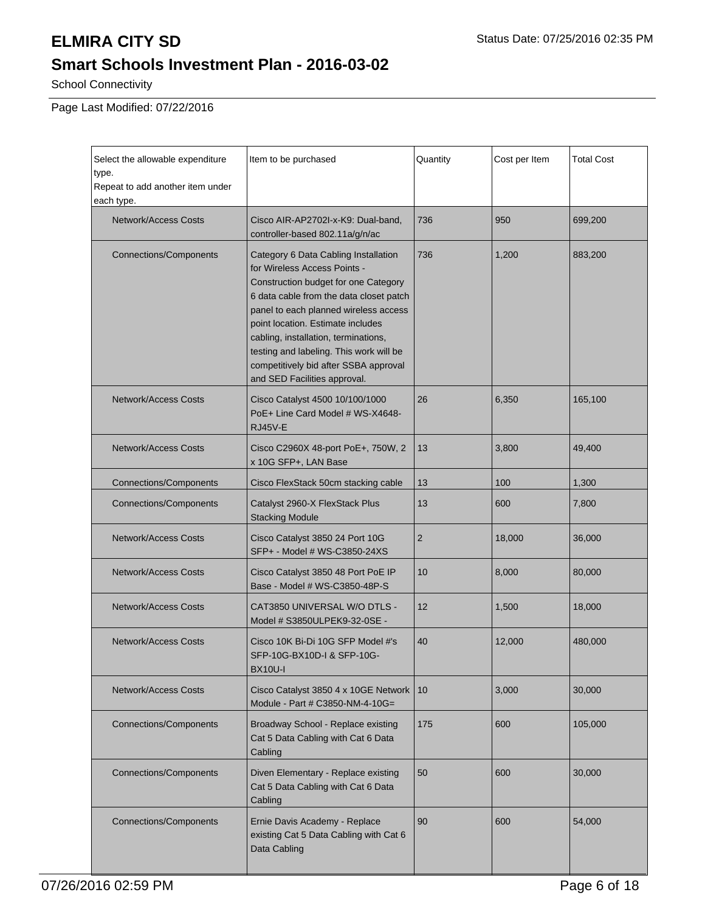# ELMIRA CITY SD

Status Date: 07/25/2016 02:35 PM

## Smart Schools Investment Plan - 2016-03-02

School Connectivity

Page Last Modified: 07/22/2016

| Select the allowable expenditure type. Repeat to add another item under each type. | Item to be purchased | Quantity | Cost per Item | Total Cost |
|---|---|---|---|---|
| Network/Access Costs | Cisco AIR-AP2702I-x-K9: Dual-band, controller-based 802.11a/g/n/ac | 736 | 950 | 699,200 |
| Connections/Components | Category 6 Data Cabling Installation for Wireless Access Points - Construction budget for one Category 6 data cable from the data closet patch panel to each planned wireless access point location. Estimate includes cabling, installation, terminations, testing and labeling. This work will be competitively bid after SSBA approval and SED Facilities approval. | 736 | 1,200 | 883,200 |
| Network/Access Costs | Cisco Catalyst 4500 10/100/1000 PoE+ Line Card Model # WS-X4648-RJ45V-E | 26 | 6,350 | 165,100 |
| Network/Access Costs | Cisco C2960X 48-port PoE+, 750W, 2 x 10G SFP+, LAN Base | 13 | 3,800 | 49,400 |
| Connections/Components | Cisco FlexStack 50cm stacking cable | 13 | 100 | 1,300 |
| Connections/Components | Catalyst 2960-X FlexStack Plus Stacking Module | 13 | 600 | 7,800 |
| Network/Access Costs | Cisco Catalyst 3850 24 Port 10G SFP+ - Model # WS-C3850-24XS | 2 | 18,000 | 36,000 |
| Network/Access Costs | Cisco Catalyst 3850 48 Port PoE IP Base - Model # WS-C3850-48P-S | 10 | 8,000 | 80,000 |
| Network/Access Costs | CAT3850 UNIVERSAL W/O DTLS - Model # S3850ULPEK9-32-0SE - | 12 | 1,500 | 18,000 |
| Network/Access Costs | Cisco 10K Bi-Di 10G SFP Model #'s SFP-10G-BX10D-I & SFP-10G-BX10U-I | 40 | 12,000 | 480,000 |
| Network/Access Costs | Cisco Catalyst 3850 4 x 10GE Network Module - Part # C3850-NM-4-10G= | 10 | 3,000 | 30,000 |
| Connections/Components | Broadway School - Replace existing Cat 5 Data Cabling with Cat 6 Data Cabling | 175 | 600 | 105,000 |
| Connections/Components | Diven Elementary - Replace existing Cat 5 Data Cabling with Cat 6 Data Cabling | 50 | 600 | 30,000 |
| Connections/Components | Ernie Davis Academy - Replace existing Cat 5 Data Cabling with Cat 6 Data Cabling | 90 | 600 | 54,000 |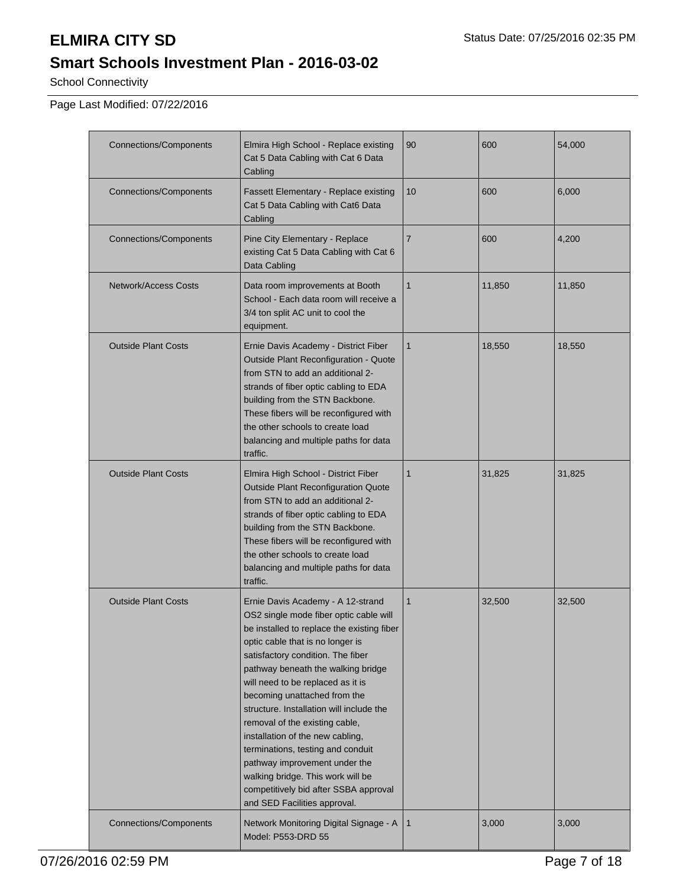# ELMIRA CITY SD

## Smart Schools Investment Plan - 2016-03-02

School Connectivity

Page Last Modified: 07/22/2016

| | | | | |
|---|---|---|---|---|
| Connections/Components | Elmira High School - Replace existing Cat 5 Data Cabling with Cat 6 Data Cabling | 90 | 600 | 54,000 |
| Connections/Components | Fassett Elementary - Replace existing Cat 5 Data Cabling with Cat6 Data Cabling | 10 | 600 | 6,000 |
| Connections/Components | Pine City Elementary - Replace existing Cat 5 Data Cabling with Cat 6 Data Cabling | 7 | 600 | 4,200 |
| Network/Access Costs | Data room improvements at Booth School - Each data room will receive a 3/4 ton split AC unit to cool the equipment. | 1 | 11,850 | 11,850 |
| Outside Plant Costs | Ernie Davis Academy - District Fiber Outside Plant Reconfiguration - Quote from STN to add an additional 2-strands of fiber optic cabling to EDA building from the STN Backbone. These fibers will be reconfigured with the other schools to create load balancing and multiple paths for data traffic. | 1 | 18,550 | 18,550 |
| Outside Plant Costs | Elmira High School - District Fiber Outside Plant Reconfiguration Quote from STN to add an additional 2-strands of fiber optic cabling to EDA building from the STN Backbone. These fibers will be reconfigured with the other schools to create load balancing and multiple paths for data traffic. | 1 | 31,825 | 31,825 |
| Outside Plant Costs | Ernie Davis Academy - A 12-strand OS2 single mode fiber optic cable will be installed to replace the existing fiber optic cable that is no longer is satisfactory condition. The fiber pathway beneath the walking bridge will need to be replaced as it is becoming unattached from the structure. Installation will include the removal of the existing cable, installation of the new cabling, terminations, testing and conduit pathway improvement under the walking bridge. This work will be competitively bid after SSBA approval and SED Facilities approval. | 1 | 32,500 | 32,500 |
| Connections/Components | Network Monitoring Digital Signage - A Model: P553-DRD 55 | 1 | 3,000 | 3,000 |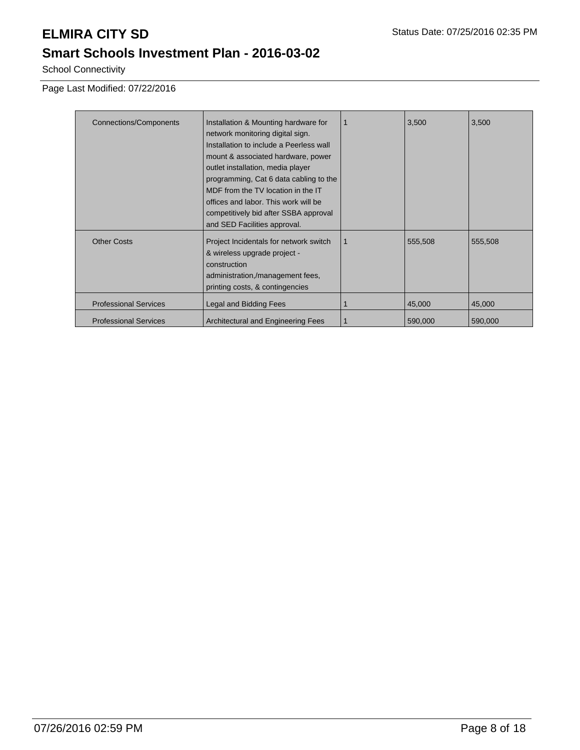# ELMIRA CITY SD

Status Date: 07/25/2016 02:35 PM

## Smart Schools Investment Plan - 2016-03-02

School Connectivity

Page Last Modified: 07/22/2016

| | | | | |
|---|---|---|---|---|
| Connections/Components | Installation & Mounting hardware for network monitoring digital sign. Installation to include a Peerless wall mount & associated hardware, power outlet installation, media player programming, Cat 6 data cabling to the MDF from the TV location in the IT offices and labor. This work will be competitively bid after SSBA approval and SED Facilities approval. | 1 | 3,500 | 3,500 |
| Other Costs | Project Incidentals for network switch & wireless upgrade project - construction administration,/management fees, printing costs, & contingencies | 1 | 555,508 | 555,508 |
| Professional Services | Legal and Bidding Fees | 1 | 45,000 | 45,000 |
| Professional Services | Architectural and Engineering Fees | 1 | 590,000 | 590,000 |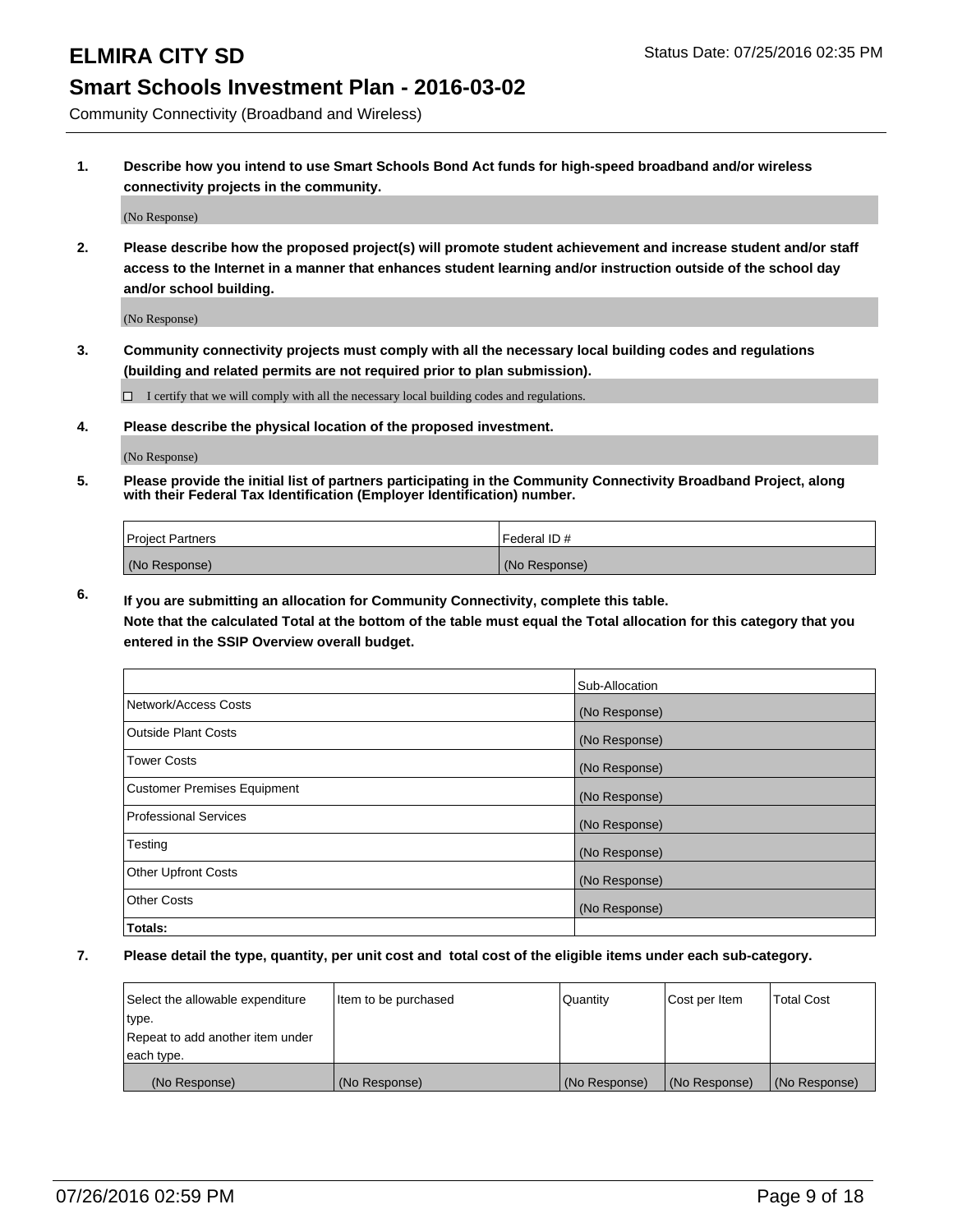# ELMIRA CITY SD

Status Date: 07/25/2016 02:35 PM

## Smart Schools Investment Plan - 2016-03-02

Community Connectivity (Broadband and Wireless)

**1. Describe how you intend to use Smart Schools Bond Act funds for high-speed broadband and/or wireless connectivity projects in the community.**

(No Response)

**2. Please describe how the proposed project(s) will promote student achievement and increase student and/or staff access to the Internet in a manner that enhances student learning and/or instruction outside of the school day and/or school building.**

(No Response)

**3. Community connectivity projects must comply with all the necessary local building codes and regulations (building and related permits are not required prior to plan submission).**

☐ I certify that we will comply with all the necessary local building codes and regulations.

**4. Please describe the physical location of the proposed investment.**

(No Response)

**5. Please provide the initial list of partners participating in the Community Connectivity Broadband Project, along with their Federal Tax Identification (Employer Identification) number.**

| Project Partners | Federal ID # |
|---|---|
| (No Response) | (No Response) |

**6. If you are submitting an allocation for Community Connectivity, complete this table.**
**Note that the calculated Total at the bottom of the table must equal the Total allocation for this category that you entered in the SSIP Overview overall budget.**

| | Sub-Allocation |
|---|---|
| Network/Access Costs | (No Response) |
| Outside Plant Costs | (No Response) |
| Tower Costs | (No Response) |
| Customer Premises Equipment | (No Response) |
| Professional Services | (No Response) |
| Testing | (No Response) |
| Other Upfront Costs | (No Response) |
| Other Costs | (No Response) |
| **Totals:** | |

**7. Please detail the type, quantity, per unit cost and total cost of the eligible items under each sub-category.**

| Select the allowable expenditure type. Repeat to add another item under each type. | Item to be purchased | Quantity | Cost per Item | Total Cost |
|---|---|---|---|---|
| (No Response) | (No Response) | (No Response) | (No Response) | (No Response) |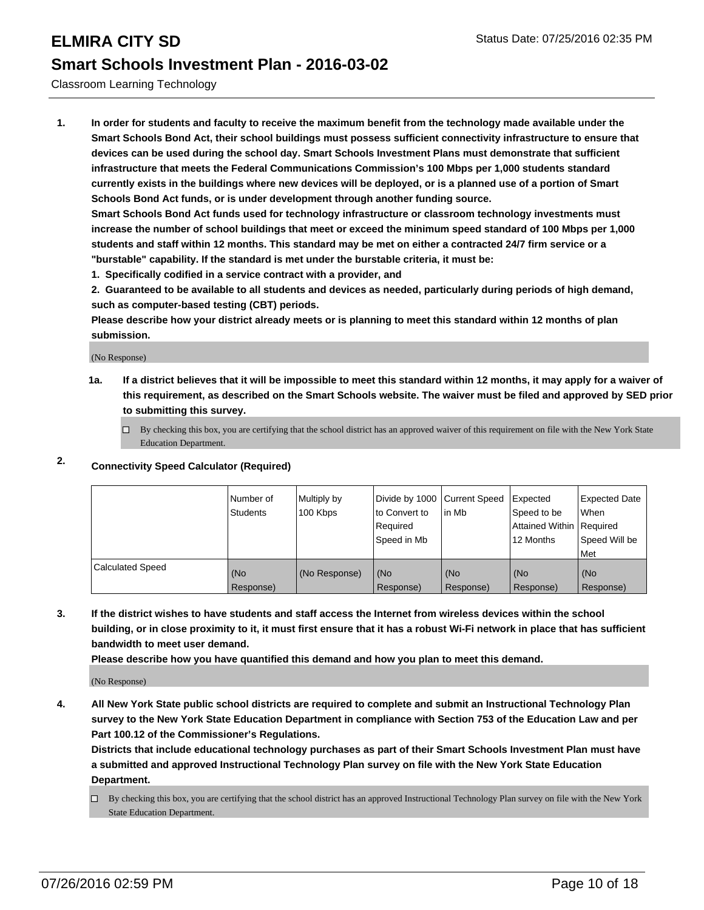Classroom Learning Technology

1. **In order for students and faculty to receive the maximum benefit from the technology made available under the Smart Schools Bond Act, their school buildings must possess sufficient connectivity infrastructure to ensure that devices can be used during the school day. Smart Schools Investment Plans must demonstrate that sufficient infrastructure that meets the Federal Communications Commission's 100 Mbps per 1,000 students standard currently exists in the buildings where new devices will be deployed, or is a planned use of a portion of Smart Schools Bond Act funds, or is under development through another funding source.**

   **Smart Schools Bond Act funds used for technology infrastructure or classroom technology investments must increase the number of school buildings that meet or exceed the minimum speed standard of 100 Mbps per 1,000 students and staff within 12 months. This standard may be met on either a contracted 24/7 firm service or a "burstable" capability. If the standard is met under the burstable criteria, it must be:**

   **1. Specifically codified in a service contract with a provider, and**

   **2. Guaranteed to be available to all students and devices as needed, particularly during periods of high demand, such as computer-based testing (CBT) periods.**

   **Please describe how your district already meets or is planning to meet this standard within 12 months of plan submission.**

   (No Response)

   **1a. If a district believes that it will be impossible to meet this standard within 12 months, it may apply for a waiver of this requirement, as described on the Smart Schools website. The waiver must be filed and approved by SED prior to submitting this survey.**

   ☐ By checking this box, you are certifying that the school district has an approved waiver of this requirement on file with the New York State Education Department.

2. **Connectivity Speed Calculator (Required)**

| | Number of Students | Multiply by 100 Kbps | Divide by 1000 to Convert to Required Speed in Mb | Current Speed in Mb | Expected Speed to be Attained Within 12 Months | Expected Date When Required Speed Will be Met |
|---|---|---|---|---|---|---|
| Calculated Speed | (No Response) | (No Response) | (No Response) | (No Response) | (No Response) | (No Response) |

3. **If the district wishes to have students and staff access the Internet from wireless devices within the school building, or in close proximity to it, it must first ensure that it has a robust Wi-Fi network in place that has sufficient bandwidth to meet user demand.**

   **Please describe how you have quantified this demand and how you plan to meet this demand.**

   (No Response)

4. **All New York State public school districts are required to complete and submit an Instructional Technology Plan survey to the New York State Education Department in compliance with Section 753 of the Education Law and per Part 100.12 of the Commissioner's Regulations.**

   **Districts that include educational technology purchases as part of their Smart Schools Investment Plan must have a submitted and approved Instructional Technology Plan survey on file with the New York State Education Department.**

   ☐ By checking this box, you are certifying that the school district has an approved Instructional Technology Plan survey on file with the New York State Education Department.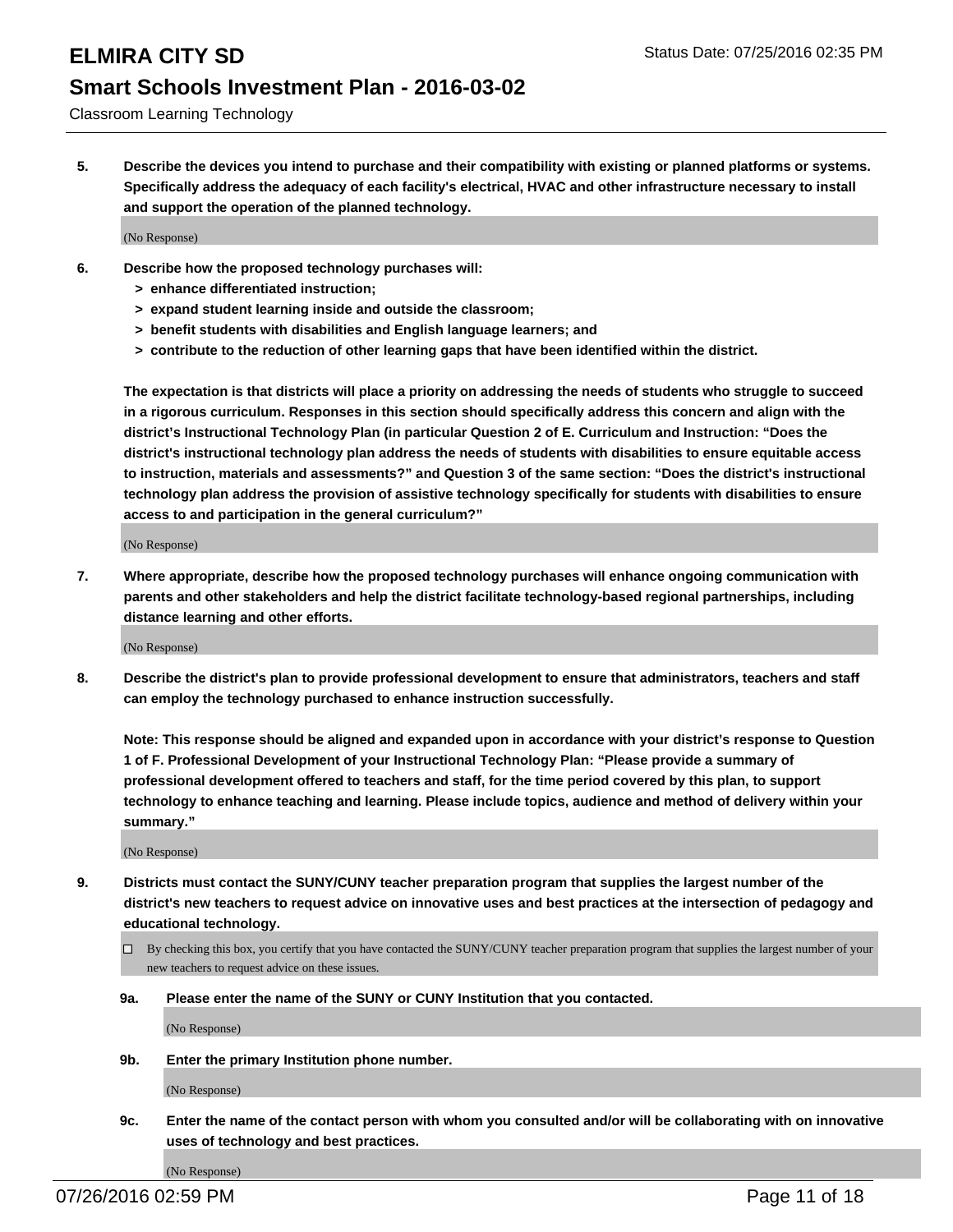**5. Describe the devices you intend to purchase and their compatibility with existing or planned platforms or systems. Specifically address the adequacy of each facility's electrical, HVAC and other infrastructure necessary to install and support the operation of the planned technology.**

(No Response)

**6. Describe how the proposed technology purchases will:**
- **> enhance differentiated instruction;**
- **> expand student learning inside and outside the classroom;**
- **> benefit students with disabilities and English language learners; and**
- **> contribute to the reduction of other learning gaps that have been identified within the district.**

**The expectation is that districts will place a priority on addressing the needs of students who struggle to succeed in a rigorous curriculum. Responses in this section should specifically address this concern and align with the district's Instructional Technology Plan (in particular Question 2 of E. Curriculum and Instruction: "Does the district's instructional technology plan address the needs of students with disabilities to ensure equitable access to instruction, materials and assessments?" and Question 3 of the same section: "Does the district's instructional technology plan address the provision of assistive technology specifically for students with disabilities to ensure access to and participation in the general curriculum?"**

(No Response)

**7. Where appropriate, describe how the proposed technology purchases will enhance ongoing communication with parents and other stakeholders and help the district facilitate technology-based regional partnerships, including distance learning and other efforts.**

(No Response)

**8. Describe the district's plan to provide professional development to ensure that administrators, teachers and staff can employ the technology purchased to enhance instruction successfully.**

**Note: This response should be aligned and expanded upon in accordance with your district's response to Question 1 of F. Professional Development of your Instructional Technology Plan: "Please provide a summary of professional development offered to teachers and staff, for the time period covered by this plan, to support technology to enhance teaching and learning. Please include topics, audience and method of delivery within your summary."**

(No Response)

**9. Districts must contact the SUNY/CUNY teacher preparation program that supplies the largest number of the district's new teachers to request advice on innovative uses and best practices at the intersection of pedagogy and educational technology.**

☐ By checking this box, you certify that you have contacted the SUNY/CUNY teacher preparation program that supplies the largest number of your new teachers to request advice on these issues.

**9a. Please enter the name of the SUNY or CUNY Institution that you contacted.**

(No Response)

**9b. Enter the primary Institution phone number.**

(No Response)

**9c. Enter the name of the contact person with whom you consulted and/or will be collaborating with on innovative uses of technology and best practices.**

(No Response)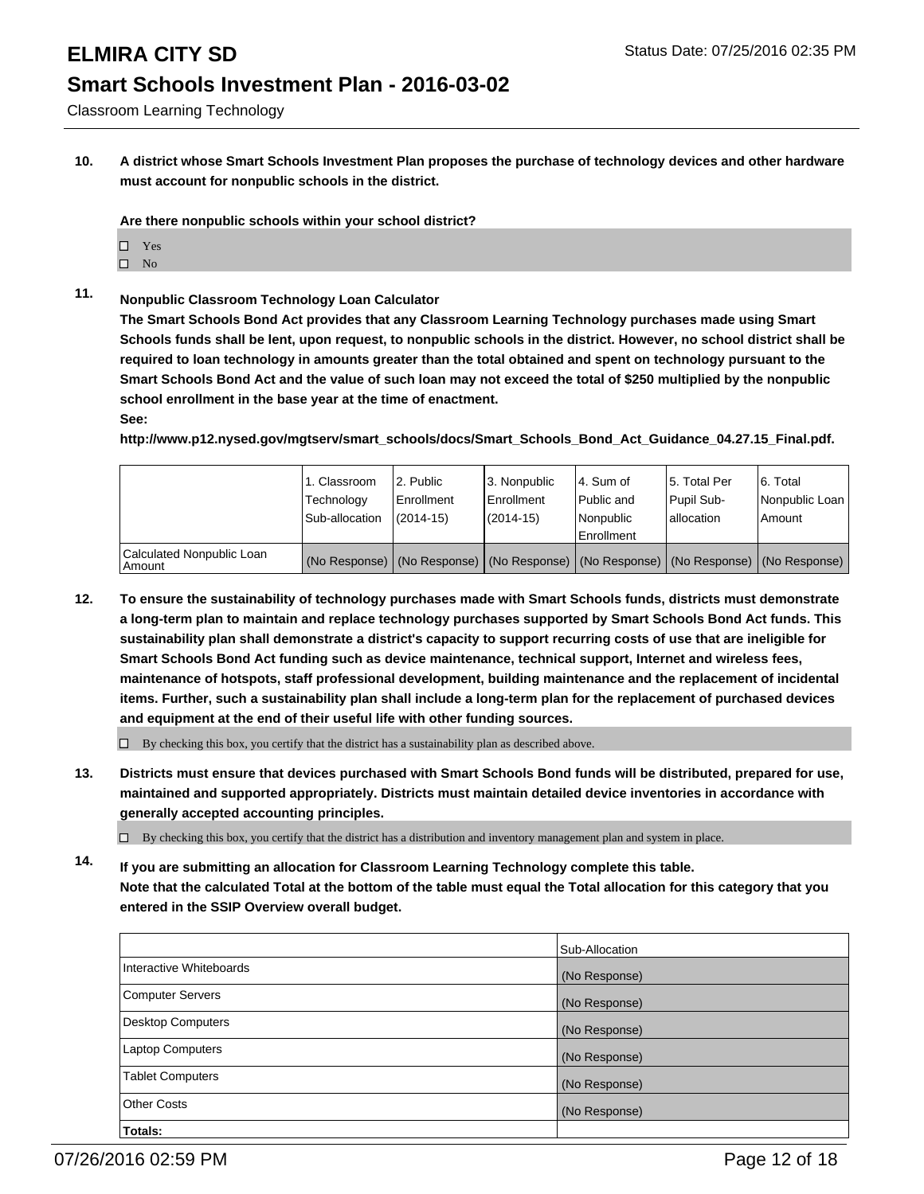Classroom Learning Technology

**10. A district whose Smart Schools Investment Plan proposes the purchase of technology devices and other hardware must account for nonpublic schools in the district.**

**Are there nonpublic schools within your school district?**

- ☐ Yes
- ☐ No

**11. Nonpublic Classroom Technology Loan Calculator**

**The Smart Schools Bond Act provides that any Classroom Learning Technology purchases made using Smart Schools funds shall be lent, upon request, to nonpublic schools in the district. However, no school district shall be required to loan technology in amounts greater than the total obtained and spent on technology pursuant to the Smart Schools Bond Act and the value of such loan may not exceed the total of $250 multiplied by the nonpublic school enrollment in the base year at the time of enactment.**

**See:**

**http://www.p12.nysed.gov/mgtserv/smart_schools/docs/Smart_Schools_Bond_Act_Guidance_04.27.15_Final.pdf.**

| | 1. Classroom Technology Sub-allocation | 2. Public Enrollment (2014-15) | 3. Nonpublic Enrollment (2014-15) | 4. Sum of Public and Nonpublic Enrollment | 5. Total Per Pupil Sub-allocation | 6. Total Nonpublic Loan Amount |
|---|---|---|---|---|---|---|
| Calculated Nonpublic Loan Amount | (No Response) | (No Response) | (No Response) | (No Response) | (No Response) | (No Response) |

**12. To ensure the sustainability of technology purchases made with Smart Schools funds, districts must demonstrate a long-term plan to maintain and replace technology purchases supported by Smart Schools Bond Act funds. This sustainability plan shall demonstrate a district's capacity to support recurring costs of use that are ineligible for Smart Schools Bond Act funding such as device maintenance, technical support, Internet and wireless fees, maintenance of hotspots, staff professional development, building maintenance and the replacement of incidental items. Further, such a sustainability plan shall include a long-term plan for the replacement of purchased devices and equipment at the end of their useful life with other funding sources.**

☐ By checking this box, you certify that the district has a sustainability plan as described above.

**13. Districts must ensure that devices purchased with Smart Schools Bond funds will be distributed, prepared for use, maintained and supported appropriately. Districts must maintain detailed device inventories in accordance with generally accepted accounting principles.**

☐ By checking this box, you certify that the district has a distribution and inventory management plan and system in place.

**14. If you are submitting an allocation for Classroom Learning Technology complete this table. Note that the calculated Total at the bottom of the table must equal the Total allocation for this category that you entered in the SSIP Overview overall budget.**

| | Sub-Allocation |
|---|---|
| Interactive Whiteboards | (No Response) |
| Computer Servers | (No Response) |
| Desktop Computers | (No Response) |
| Laptop Computers | (No Response) |
| Tablet Computers | (No Response) |
| Other Costs | (No Response) |
| **Totals:** | |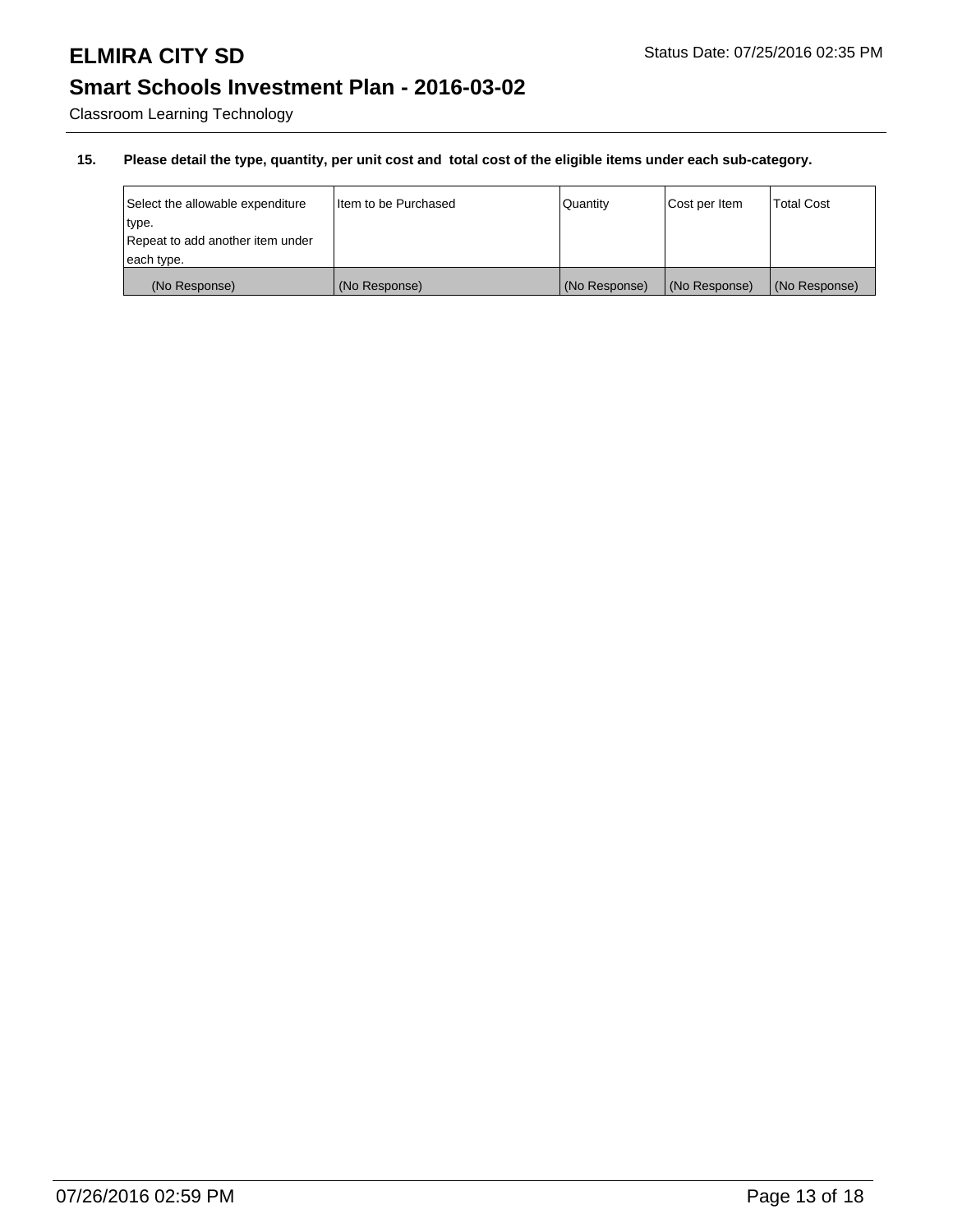# ELMIRA CITY SD

Status Date: 07/25/2016 02:35 PM

## Smart Schools Investment Plan - 2016-03-02

Classroom Learning Technology

**15. Please detail the type, quantity, per unit cost and total cost of the eligible items under each sub-category.**

| Select the allowable expenditure type. Repeat to add another item under each type. | Item to be Purchased | Quantity | Cost per Item | Total Cost |
|---|---|---|---|---|
| (No Response) | (No Response) | (No Response) | (No Response) | (No Response) |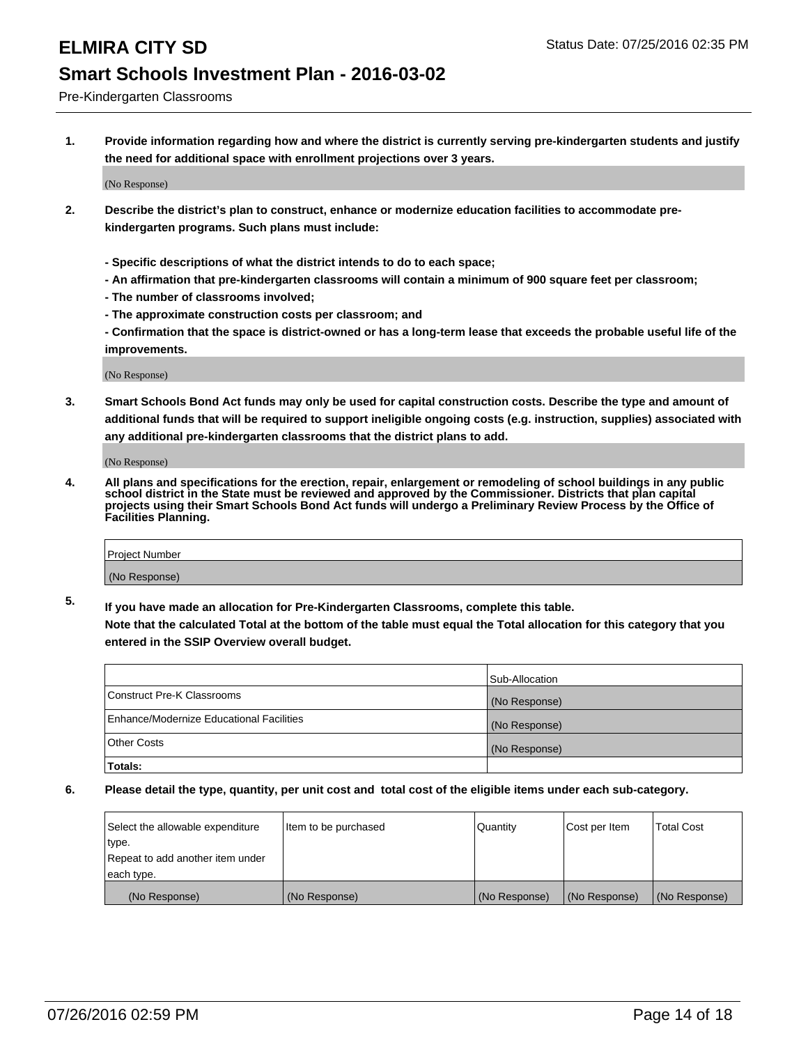# ELMIRA CITY SD

Status Date: 07/25/2016 02:35 PM

## Smart Schools Investment Plan - 2016-03-02

Pre-Kindergarten Classrooms

**1. Provide information regarding how and where the district is currently serving pre-kindergarten students and justify the need for additional space with enrollment projections over 3 years.**

(No Response)

**2. Describe the district's plan to construct, enhance or modernize education facilities to accommodate pre-kindergarten programs. Such plans must include:**

**- Specific descriptions of what the district intends to do to each space;**
**- An affirmation that pre-kindergarten classrooms will contain a minimum of 900 square feet per classroom;**
**- The number of classrooms involved;**
**- The approximate construction costs per classroom; and**
**- Confirmation that the space is district-owned or has a long-term lease that exceeds the probable useful life of the improvements.**

(No Response)

**3. Smart Schools Bond Act funds may only be used for capital construction costs. Describe the type and amount of additional funds that will be required to support ineligible ongoing costs (e.g. instruction, supplies) associated with any additional pre-kindergarten classrooms that the district plans to add.**

(No Response)

**4. All plans and specifications for the erection, repair, enlargement or remodeling of school buildings in any public school district in the State must be reviewed and approved by the Commissioner. Districts that plan capital projects using their Smart Schools Bond Act funds will undergo a Preliminary Review Process by the Office of Facilities Planning.**

| Project Number |
| --- |
| (No Response) |

**5. If you have made an allocation for Pre-Kindergarten Classrooms, complete this table.**
**Note that the calculated Total at the bottom of the table must equal the Total allocation for this category that you entered in the SSIP Overview overall budget.**

| | Sub-Allocation |
| --- | --- |
| Construct Pre-K Classrooms | (No Response) |
| Enhance/Modernize Educational Facilities | (No Response) |
| Other Costs | (No Response) |
| **Totals:** | |

**6. Please detail the type, quantity, per unit cost and total cost of the eligible items under each sub-category.**

| Select the allowable expenditure type. Repeat to add another item under each type. | Item to be purchased | Quantity | Cost per Item | Total Cost |
| --- | --- | --- | --- | --- |
| (No Response) | (No Response) | (No Response) | (No Response) | (No Response) |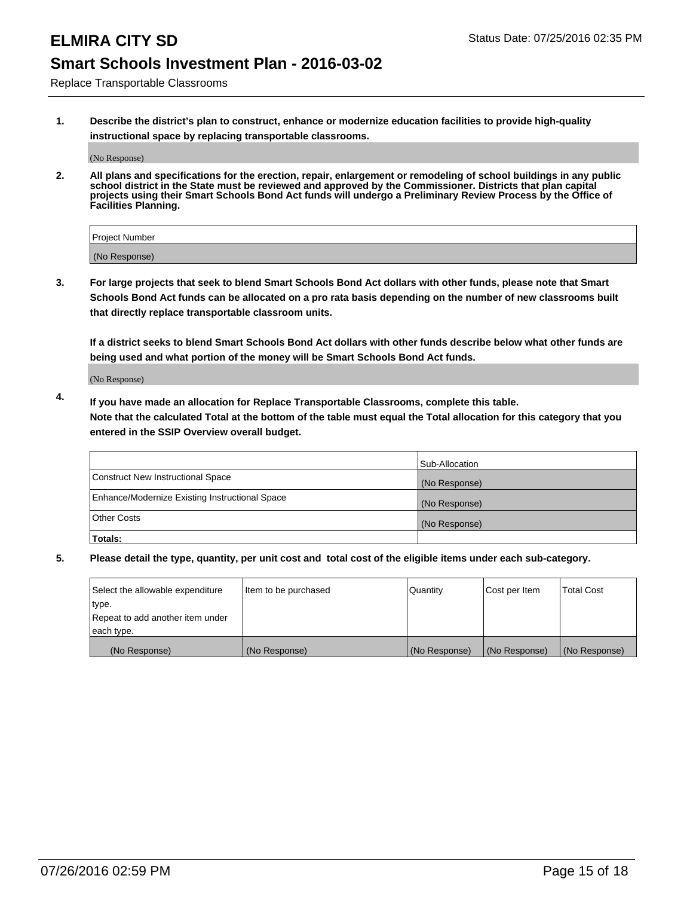# ELMIRA CITY SD

Status Date: 07/25/2016 02:35 PM

## Smart Schools Investment Plan - 2016-03-02

Replace Transportable Classrooms

**1. Describe the district's plan to construct, enhance or modernize education facilities to provide high-quality instructional space by replacing transportable classrooms.**

(No Response)

**2. All plans and specifications for the erection, repair, enlargement or remodeling of school buildings in any public school district in the State must be reviewed and approved by the Commissioner. Districts that plan capital projects using their Smart Schools Bond Act funds will undergo a Preliminary Review Process by the Office of Facilities Planning.**

| Project Number |
|---|
| (No Response) |

**3. For large projects that seek to blend Smart Schools Bond Act dollars with other funds, please note that Smart Schools Bond Act funds can be allocated on a pro rata basis depending on the number of new classrooms built that directly replace transportable classroom units.**

**If a district seeks to blend Smart Schools Bond Act dollars with other funds describe below what other funds are being used and what portion of the money will be Smart Schools Bond Act funds.**

(No Response)

**4. If you have made an allocation for Replace Transportable Classrooms, complete this table. Note that the calculated Total at the bottom of the table must equal the Total allocation for this category that you entered in the SSIP Overview overall budget.**

| | Sub-Allocation |
|---|---|
| Construct New Instructional Space | (No Response) |
| Enhance/Modernize Existing Instructional Space | (No Response) |
| Other Costs | (No Response) |
| **Totals:** | |

**5. Please detail the type, quantity, per unit cost and total cost of the eligible items under each sub-category.**

| Select the allowable expenditure type. Repeat to add another item under each type. | Item to be purchased | Quantity | Cost per Item | Total Cost |
|---|---|---|---|---|
| (No Response) | (No Response) | (No Response) | (No Response) | (No Response) |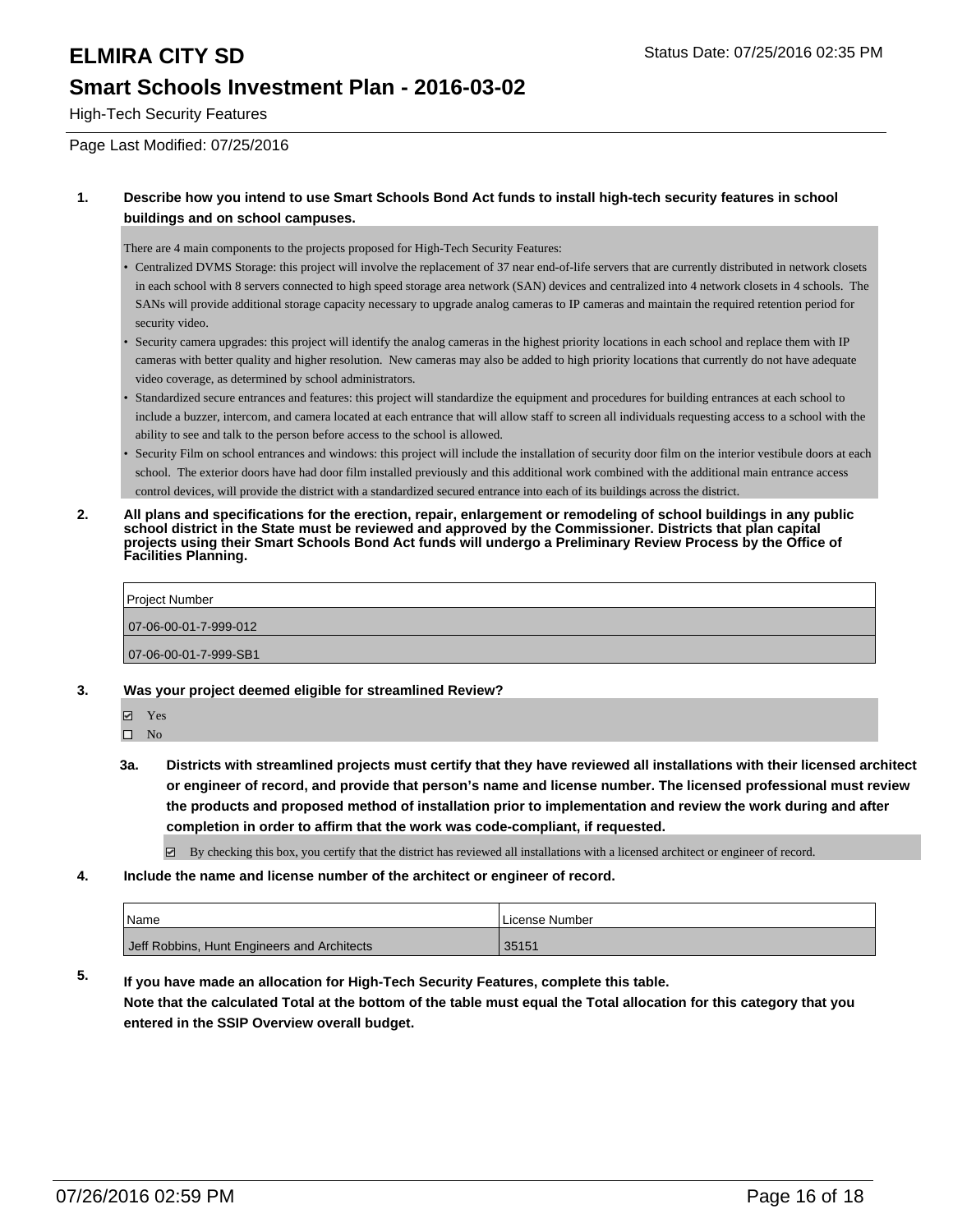# ELMIRA CITY SD

Status Date: 07/25/2016 02:35 PM

## Smart Schools Investment Plan - 2016-03-02

High-Tech Security Features

Page Last Modified: 07/25/2016

**1. Describe how you intend to use Smart Schools Bond Act funds to install high-tech security features in school buildings and on school campuses.**

There are 4 main components to the projects proposed for High-Tech Security Features:

- Centralized DVMS Storage: this project will involve the replacement of 37 near end-of-life servers that are currently distributed in network closets in each school with 8 servers connected to high speed storage area network (SAN) devices and centralized into 4 network closets in 4 schools. The SANs will provide additional storage capacity necessary to upgrade analog cameras to IP cameras and maintain the required retention period for security video.
- Security camera upgrades: this project will identify the analog cameras in the highest priority locations in each school and replace them with IP cameras with better quality and higher resolution. New cameras may also be added to high priority locations that currently do not have adequate video coverage, as determined by school administrators.
- Standardized secure entrances and features: this project will standardize the equipment and procedures for building entrances at each school to include a buzzer, intercom, and camera located at each entrance that will allow staff to screen all individuals requesting access to a school with the ability to see and talk to the person before access to the school is allowed.
- Security Film on school entrances and windows: this project will include the installation of security door film on the interior vestibule doors at each school. The exterior doors have had door film installed previously and this additional work combined with the additional main entrance access control devices, will provide the district with a standardized secured entrance into each of its buildings across the district.

**2. All plans and specifications for the erection, repair, enlargement or remodeling of school buildings in any public school district in the State must be reviewed and approved by the Commissioner. Districts that plan capital projects using their Smart Schools Bond Act funds will undergo a Preliminary Review Process by the Office of Facilities Planning.**

| Project Number |
|---|
| 07-06-00-01-7-999-012 |
| 07-06-00-01-7-999-SB1 |

**3. Was your project deemed eligible for streamlined Review?**

☑ Yes
☐ No

**3a. Districts with streamlined projects must certify that they have reviewed all installations with their licensed architect or engineer of record, and provide that person's name and license number. The licensed professional must review the products and proposed method of installation prior to implementation and review the work during and after completion in order to affirm that the work was code-compliant, if requested.**

☑ By checking this box, you certify that the district has reviewed all installations with a licensed architect or engineer of record.

**4. Include the name and license number of the architect or engineer of record.**

| Name | License Number |
|---|---|
| Jeff Robbins, Hunt Engineers and Architects | 35151 |

**5. If you have made an allocation for High-Tech Security Features, complete this table. Note that the calculated Total at the bottom of the table must equal the Total allocation for this category that you entered in the SSIP Overview overall budget.**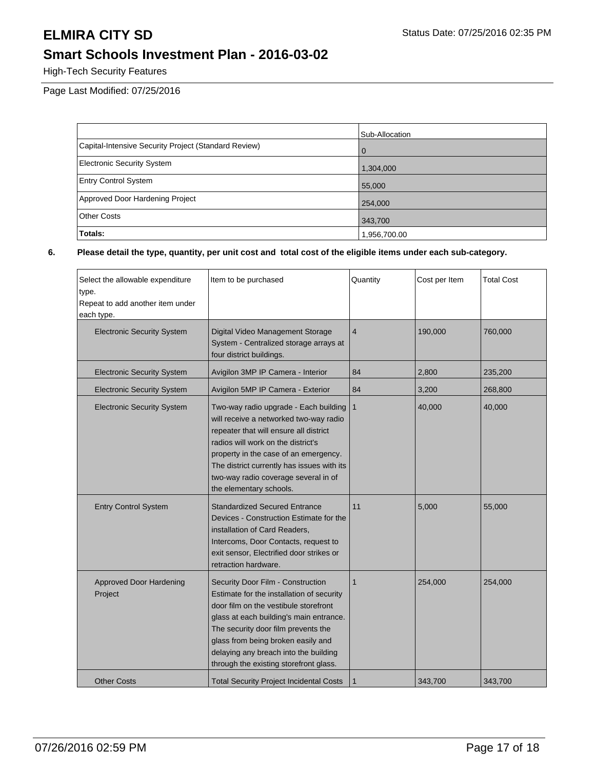# ELMIRA CITY SD

## Smart Schools Investment Plan - 2016-03-02

High-Tech Security Features

Page Last Modified: 07/25/2016

| | Sub-Allocation |
|---|---|
| Capital-Intensive Security Project (Standard Review) | 0 |
| Electronic Security System | 1,304,000 |
| Entry Control System | 55,000 |
| Approved Door Hardening Project | 254,000 |
| Other Costs | 343,700 |
| **Totals:** | 1,956,700.00 |

**6. Please detail the type, quantity, per unit cost and total cost of the eligible items under each sub-category.**

| Select the allowable expenditure type. Repeat to add another item under each type. | Item to be purchased | Quantity | Cost per Item | Total Cost |
|---|---|---|---|---|
| Electronic Security System | Digital Video Management Storage System - Centralized storage arrays at four district buildings. | 4 | 190,000 | 760,000 |
| Electronic Security System | Avigilon 3MP IP Camera - Interior | 84 | 2,800 | 235,200 |
| Electronic Security System | Avigilon 5MP IP Camera - Exterior | 84 | 3,200 | 268,800 |
| Electronic Security System | Two-way radio upgrade - Each building will receive a networked two-way radio repeater that will ensure all district radios will work on the district's property in the case of an emergency. The district currently has issues with its two-way radio coverage several in of the elementary schools. | 1 | 40,000 | 40,000 |
| Entry Control System | Standardized Secured Entrance Devices - Construction Estimate for the installation of Card Readers, Intercoms, Door Contacts, request to exit sensor, Electrified door strikes or retraction hardware. | 11 | 5,000 | 55,000 |
| Approved Door Hardening Project | Security Door Film - Construction Estimate for the installation of security door film on the vestibule storefront glass at each building's main entrance. The security door film prevents the glass from being broken easily and delaying any breach into the building through the existing storefront glass. | 1 | 254,000 | 254,000 |
| Other Costs | Total Security Project Incidental Costs | 1 | 343,700 | 343,700 |